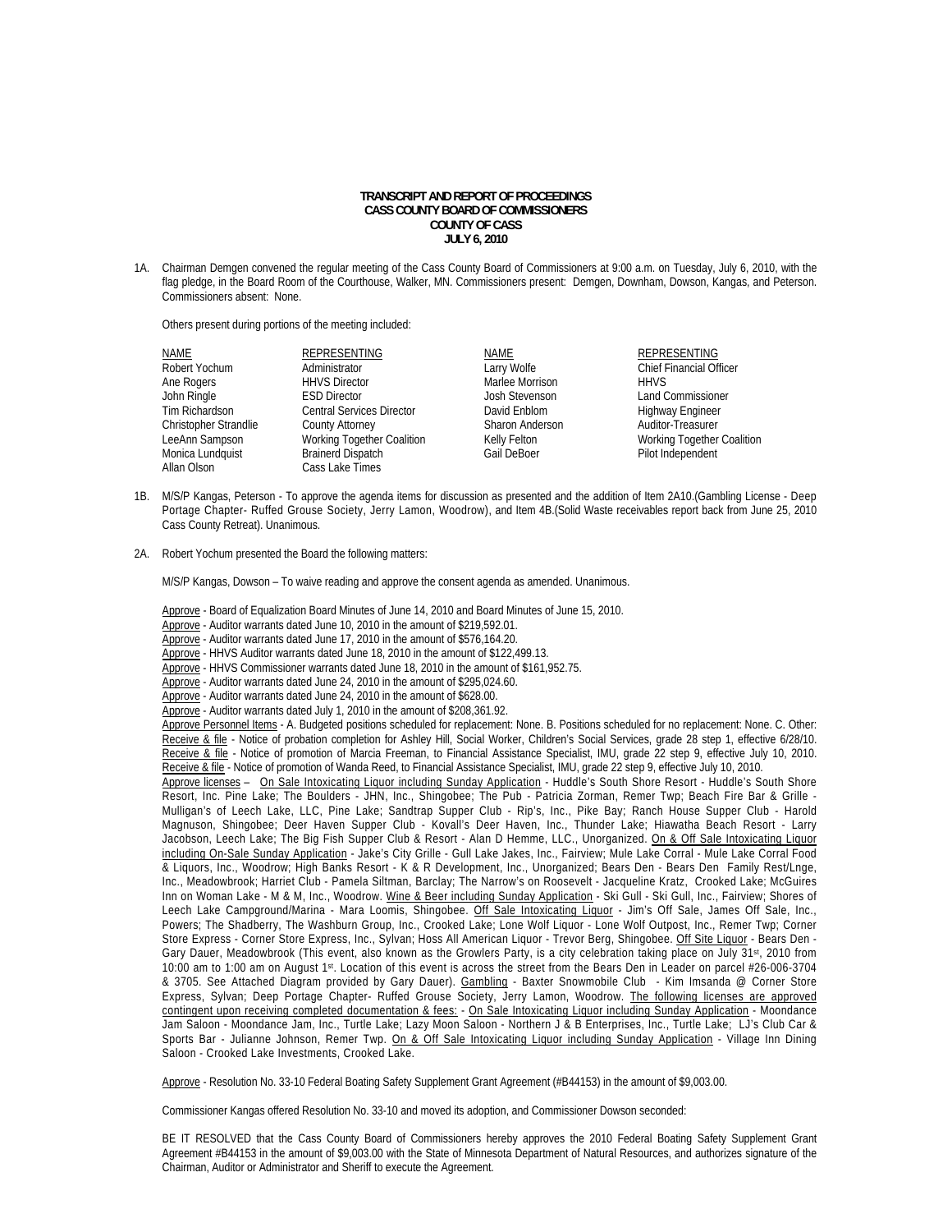**TRANSCRIPT AND REPORT OF PROCEEDINGS**
**CASS COUNTY BOARD OF COMMISSIONERS**
**COUNTY OF CASS**
**JULY 6, 2010**

1A. Chairman Demgen convened the regular meeting of the Cass County Board of Commissioners at 9:00 a.m. on Tuesday, July 6, 2010, with the flag pledge, in the Board Room of the Courthouse, Walker, MN. Commissioners present: Demgen, Downham, Dowson, Kangas, and Peterson. Commissioners absent: None.

Others present during portions of the meeting included:

| NAME | REPRESENTING | NAME | REPRESENTING |
|---|---|---|---|
| Robert Yochum | Administrator | Larry Wolfe | Chief Financial Officer |
| Ane Rogers | HHVS Director | Marlee Morrison | HHVS |
| John Ringle | ESD Director | Josh Stevenson | Land Commissioner |
| Tim Richardson | Central Services Director | David Enblom | Highway Engineer |
| Christopher Strandlie | County Attorney | Sharon Anderson | Auditor-Treasurer |
| LeeAnn Sampson | Working Together Coalition | Kelly Felton | Working Together Coalition |
| Monica Lundquist | Brainerd Dispatch | Gail DeBoer | Pilot Independent |
| Allan Olson | Cass Lake Times | | |

1B. M/S/P Kangas, Peterson - To approve the agenda items for discussion as presented and the addition of Item 2A10.(Gambling License - Deep Portage Chapter- Ruffed Grouse Society, Jerry Lamon, Woodrow), and Item 4B.(Solid Waste receivables report back from June 25, 2010 Cass County Retreat). Unanimous.

2A. Robert Yochum presented the Board the following matters:

M/S/P Kangas, Dowson – To waive reading and approve the consent agenda as amended. Unanimous.

Approve - Board of Equalization Board Minutes of June 14, 2010 and Board Minutes of June 15, 2010.
Approve - Auditor warrants dated June 10, 2010 in the amount of $219,592.01.
Approve - Auditor warrants dated June 17, 2010 in the amount of $576,164.20.
Approve - HHVS Auditor warrants dated June 18, 2010 in the amount of $122,499.13.
Approve - HHVS Commissioner warrants dated June 18, 2010 in the amount of $161,952.75.
Approve - Auditor warrants dated June 24, 2010 in the amount of $295,024.60.
Approve - Auditor warrants dated June 24, 2010 in the amount of $628.00.
Approve - Auditor warrants dated July 1, 2010 in the amount of $208,361.92.
Approve Personnel Items - A. Budgeted positions scheduled for replacement: None. B. Positions scheduled for no replacement: None. C. Other: Receive & file - Notice of probation completion for Ashley Hill, Social Worker, Children's Social Services, grade 28 step 1, effective 6/28/10. Receive & file - Notice of promotion of Marcia Freeman, to Financial Assistance Specialist, IMU, grade 22 step 9, effective July 10, 2010. Receive & file - Notice of promotion of Wanda Reed, to Financial Assistance Specialist, IMU, grade 22 step 9, effective July 10, 2010.
Approve licenses – On Sale Intoxicating Liquor including Sunday Application - Huddle's South Shore Resort - Huddle's South Shore Resort, Inc. Pine Lake; The Boulders - JHN, Inc., Shingobee; The Pub - Patricia Zorman, Remer Twp; Beach Fire Bar & Grille - Mulligan's of Leech Lake, LLC, Pine Lake; Sandtrap Supper Club - Rip's, Inc., Pike Bay; Ranch House Supper Club - Harold Magnuson, Shingobee; Deer Haven Supper Club - Kovall's Deer Haven, Inc., Thunder Lake; Hiawatha Beach Resort - Larry Jacobson, Leech Lake; The Big Fish Supper Club & Resort - Alan D Hemme, LLC., Unorganized. On & Off Sale Intoxicating Liquor including On-Sale Sunday Application - Jake's City Grille - Gull Lake Jakes, Inc., Fairview; Mule Lake Corral - Mule Lake Corral Food & Liquors, Inc., Woodrow; High Banks Resort - K & R Development, Inc., Unorganized; Bears Den - Bears Den Family Rest/Lnge, Inc., Meadowbrook; Harriet Club - Pamela Siltman, Barclay; The Narrow's on Roosevelt - Jacqueline Kratz, Crooked Lake; McGuires Inn on Woman Lake - M & M, Inc., Woodrow. Wine & Beer including Sunday Application - Ski Gull - Ski Gull, Inc., Fairview; Shores of Leech Lake Campground/Marina - Mara Loomis, Shingobee. Off Sale Intoxicating Liquor - Jim's Off Sale, James Off Sale, Inc., Powers; The Shadberry, The Washburn Group, Inc., Crooked Lake; Lone Wolf Liquor - Lone Wolf Outpost, Inc., Remer Twp; Corner Store Express - Corner Store Express, Inc., Sylvan; Hoss All American Liquor - Trevor Berg, Shingobee. Off Site Liquor - Bears Den - Gary Dauer, Meadowbrook (This event, also known as the Growlers Party, is a city celebration taking place on July 31st, 2010 from 10:00 am to 1:00 am on August 1st. Location of this event is across the street from the Bears Den in Leader on parcel #26-006-3704 & 3705. See Attached Diagram provided by Gary Dauer). Gambling - Baxter Snowmobile Club - Kim Imsanda @ Corner Store Express, Sylvan; Deep Portage Chapter- Ruffed Grouse Society, Jerry Lamon, Woodrow. The following licenses are approved contingent upon receiving completed documentation & fees: - On Sale Intoxicating Liquor including Sunday Application - Moondance Jam Saloon - Moondance Jam, Inc., Turtle Lake; Lazy Moon Saloon - Northern J & B Enterprises, Inc., Turtle Lake; LJ's Club Car & Sports Bar - Julianne Johnson, Remer Twp. On & Off Sale Intoxicating Liquor including Sunday Application - Village Inn Dining Saloon - Crooked Lake Investments, Crooked Lake.

Approve - Resolution No. 33-10 Federal Boating Safety Supplement Grant Agreement (#B44153) in the amount of $9,003.00.

Commissioner Kangas offered Resolution No. 33-10 and moved its adoption, and Commissioner Dowson seconded:

BE IT RESOLVED that the Cass County Board of Commissioners hereby approves the 2010 Federal Boating Safety Supplement Grant Agreement #B44153 in the amount of $9,003.00 with the State of Minnesota Department of Natural Resources, and authorizes signature of the Chairman, Auditor or Administrator and Sheriff to execute the Agreement.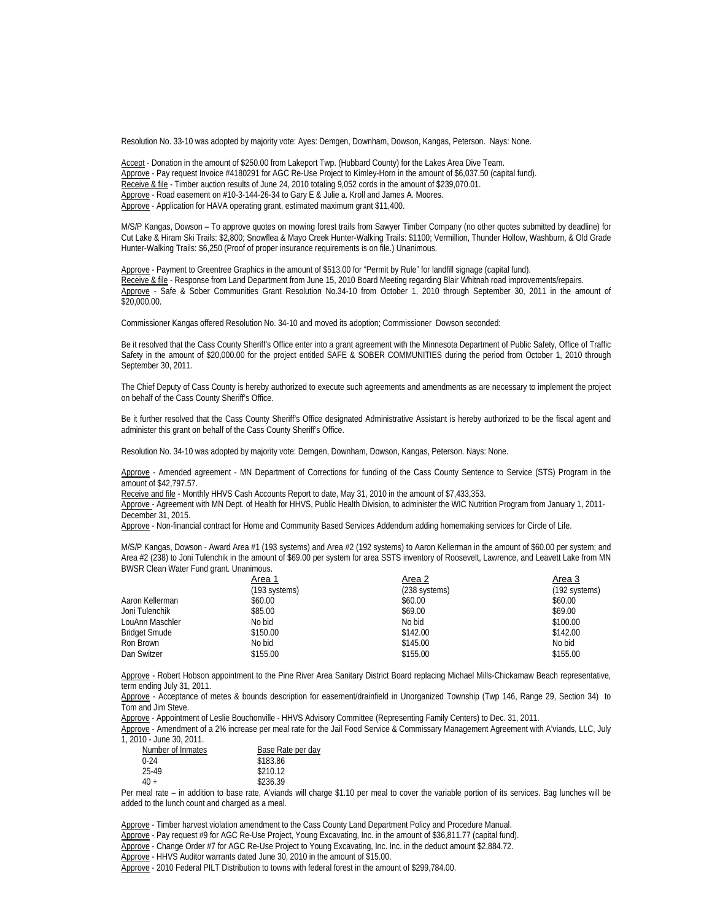Resolution No. 33-10 was adopted by majority vote: Ayes: Demgen, Downham, Dowson, Kangas, Peterson. Nays: None.

Accept - Donation in the amount of $250.00 from Lakeport Twp. (Hubbard County) for the Lakes Area Dive Team.
Approve - Pay request Invoice #4180291 for AGC Re-Use Project to Kimley-Horn in the amount of $6,037.50 (capital fund).
Receive & file - Timber auction results of June 24, 2010 totaling 9,052 cords in the amount of $239,070.01.
Approve - Road easement on #10-3-144-26-34 to Gary E & Julie a. Kroll and James A. Moores.
Approve - Application for HAVA operating grant, estimated maximum grant $11,400.

M/S/P Kangas, Dowson – To approve quotes on mowing forest trails from Sawyer Timber Company (no other quotes submitted by deadline) for Cut Lake & Hiram Ski Trails: $2,800; Snowflea & Mayo Creek Hunter-Walking Trails: $1100; Vermillion, Thunder Hollow, Washburn, & Old Grade Hunter-Walking Trails: $6,250 (Proof of proper insurance requirements is on file.) Unanimous.

Approve - Payment to Greentree Graphics in the amount of $513.00 for "Permit by Rule" for landfill signage (capital fund).
Receive & file - Response from Land Department from June 15, 2010 Board Meeting regarding Blair Whitnah road improvements/repairs.
Approve - Safe & Sober Communities Grant Resolution No.34-10 from October 1, 2010 through September 30, 2011 in the amount of $20,000.00.

Commissioner Kangas offered Resolution No. 34-10 and moved its adoption; Commissioner Dowson seconded:

Be it resolved that the Cass County Sheriff's Office enter into a grant agreement with the Minnesota Department of Public Safety, Office of Traffic Safety in the amount of $20,000.00 for the project entitled SAFE & SOBER COMMUNITIES during the period from October 1, 2010 through September 30, 2011.

The Chief Deputy of Cass County is hereby authorized to execute such agreements and amendments as are necessary to implement the project on behalf of the Cass County Sheriff's Office.

Be it further resolved that the Cass County Sheriff's Office designated Administrative Assistant is hereby authorized to be the fiscal agent and administer this grant on behalf of the Cass County Sheriff's Office.

Resolution No. 34-10 was adopted by majority vote: Demgen, Downham, Dowson, Kangas, Peterson. Nays: None.

Approve - Amended agreement - MN Department of Corrections for funding of the Cass County Sentence to Service (STS) Program in the amount of $42,797.57.
Receive and file - Monthly HHVS Cash Accounts Report to date, May 31, 2010 in the amount of $7,433,353.
Approve - Agreement with MN Dept. of Health for HHVS, Public Health Division, to administer the WIC Nutrition Program from January 1, 2011-December 31, 2015.
Approve - Non-financial contract for Home and Community Based Services Addendum adding homemaking services for Circle of Life.

M/S/P Kangas, Dowson - Award Area #1 (193 systems) and Area #2 (192 systems) to Aaron Kellerman in the amount of $60.00 per system; and Area #2 (238) to Joni Tulenchik in the amount of $69.00 per system for area SSTS inventory of Roosevelt, Lawrence, and Leavett Lake from MN BWSR Clean Water Fund grant. Unanimous.

| | Area 1 (193 systems) | Area 2 (238 systems) | Area 3 (192 systems) |
|---|---|---|---|
| Aaron Kellerman | $60.00 | $60.00 | $60.00 |
| Joni Tulenchik | $85.00 | $69.00 | $69.00 |
| LouAnn Maschler | No bid | No bid | $100.00 |
| Bridget Smude | $150.00 | $142.00 | $142.00 |
| Ron Brown | No bid | $145.00 | No bid |
| Dan Switzer | $155.00 | $155.00 | $155.00 |

Approve - Robert Hobson appointment to the Pine River Area Sanitary District Board replacing Michael Mills-Chickamaw Beach representative, term ending July 31, 2011.
Approve - Acceptance of metes & bounds description for easement/drainfield in Unorganized Township (Twp 146, Range 29, Section 34) to Tom and Jim Steve.
Approve - Appointment of Leslie Bouchonville - HHVS Advisory Committee (Representing Family Centers) to Dec. 31, 2011.
Approve - Amendment of a 2% increase per meal rate for the Jail Food Service & Commissary Management Agreement with A'viands, LLC, July 1, 2010 - June 30, 2011.

| Number of Inmates | Base Rate per day |
|---|---|
| 0-24 | $183.86 |
| 25-49 | $210.12 |
| 40 + | $236.39 |

Per meal rate – in addition to base rate, A'viands will charge $1.10 per meal to cover the variable portion of its services. Bag lunches will be added to the lunch count and charged as a meal.

Approve - Timber harvest violation amendment to the Cass County Land Department Policy and Procedure Manual.
Approve - Pay request #9 for AGC Re-Use Project, Young Excavating, Inc. in the amount of $36,811.77 (capital fund).
Approve - Change Order #7 for AGC Re-Use Project to Young Excavating, Inc. Inc. in the deduct amount $2,884.72.
Approve - HHVS Auditor warrants dated June 30, 2010 in the amount of $15.00.
Approve - 2010 Federal PILT Distribution to towns with federal forest in the amount of $299,784.00.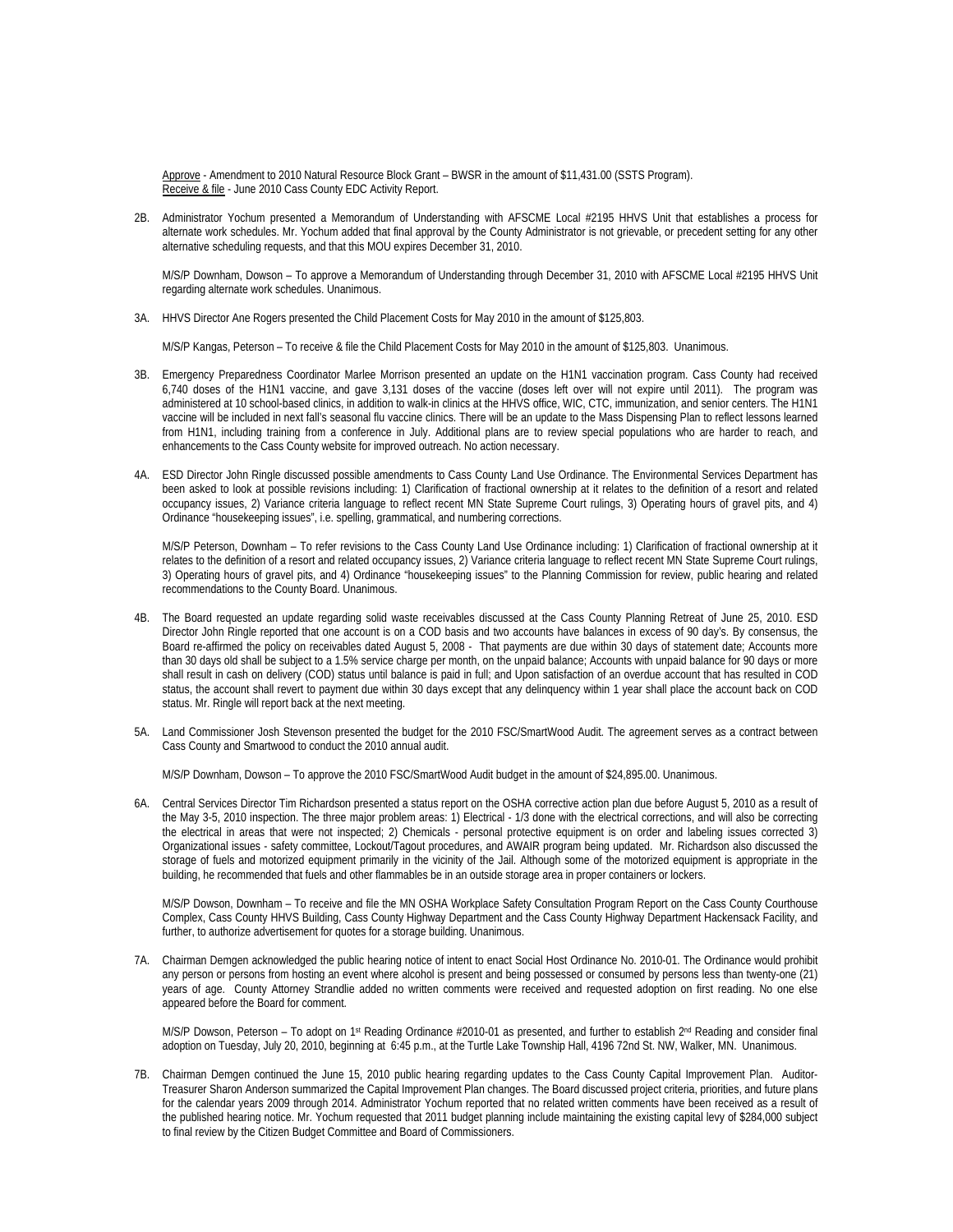Approve - Amendment to 2010 Natural Resource Block Grant – BWSR in the amount of $11,431.00 (SSTS Program).
Receive & file - June 2010 Cass County EDC Activity Report.

2B. Administrator Yochum presented a Memorandum of Understanding with AFSCME Local #2195 HHVS Unit that establishes a process for alternate work schedules. Mr. Yochum added that final approval by the County Administrator is not grievable, or precedent setting for any other alternative scheduling requests, and that this MOU expires December 31, 2010.

M/S/P Downham, Dowson – To approve a Memorandum of Understanding through December 31, 2010 with AFSCME Local #2195 HHVS Unit regarding alternate work schedules. Unanimous.

3A. HHVS Director Ane Rogers presented the Child Placement Costs for May 2010 in the amount of $125,803.

M/S/P Kangas, Peterson – To receive & file the Child Placement Costs for May 2010 in the amount of $125,803. Unanimous.

3B. Emergency Preparedness Coordinator Marlee Morrison presented an update on the H1N1 vaccination program. Cass County had received 6,740 doses of the H1N1 vaccine, and gave 3,131 doses of the vaccine (doses left over will not expire until 2011). The program was administered at 10 school-based clinics, in addition to walk-in clinics at the HHVS office, WIC, CTC, immunization, and senior centers. The H1N1 vaccine will be included in next fall's seasonal flu vaccine clinics. There will be an update to the Mass Dispensing Plan to reflect lessons learned from H1N1, including training from a conference in July. Additional plans are to review special populations who are harder to reach, and enhancements to the Cass County website for improved outreach. No action necessary.

4A. ESD Director John Ringle discussed possible amendments to Cass County Land Use Ordinance. The Environmental Services Department has been asked to look at possible revisions including: 1) Clarification of fractional ownership at it relates to the definition of a resort and related occupancy issues, 2) Variance criteria language to reflect recent MN State Supreme Court rulings, 3) Operating hours of gravel pits, and 4) Ordinance "housekeeping issues", i.e. spelling, grammatical, and numbering corrections.

M/S/P Peterson, Downham – To refer revisions to the Cass County Land Use Ordinance including: 1) Clarification of fractional ownership at it relates to the definition of a resort and related occupancy issues, 2) Variance criteria language to reflect recent MN State Supreme Court rulings, 3) Operating hours of gravel pits, and 4) Ordinance "housekeeping issues" to the Planning Commission for review, public hearing and related recommendations to the County Board. Unanimous.

4B. The Board requested an update regarding solid waste receivables discussed at the Cass County Planning Retreat of June 25, 2010. ESD Director John Ringle reported that one account is on a COD basis and two accounts have balances in excess of 90 day's. By consensus, the Board re-affirmed the policy on receivables dated August 5, 2008 - That payments are due within 30 days of statement date; Accounts more than 30 days old shall be subject to a 1.5% service charge per month, on the unpaid balance; Accounts with unpaid balance for 90 days or more shall result in cash on delivery (COD) status until balance is paid in full; and Upon satisfaction of an overdue account that has resulted in COD status, the account shall revert to payment due within 30 days except that any delinquency within 1 year shall place the account back on COD status. Mr. Ringle will report back at the next meeting.

5A. Land Commissioner Josh Stevenson presented the budget for the 2010 FSC/SmartWood Audit. The agreement serves as a contract between Cass County and Smartwood to conduct the 2010 annual audit.

M/S/P Downham, Dowson – To approve the 2010 FSC/SmartWood Audit budget in the amount of $24,895.00. Unanimous.

6A. Central Services Director Tim Richardson presented a status report on the OSHA corrective action plan due before August 5, 2010 as a result of the May 3-5, 2010 inspection. The three major problem areas: 1) Electrical - 1/3 done with the electrical corrections, and will also be correcting the electrical in areas that were not inspected; 2) Chemicals - personal protective equipment is on order and labeling issues corrected 3) Organizational issues - safety committee, Lockout/Tagout procedures, and AWAIR program being updated. Mr. Richardson also discussed the storage of fuels and motorized equipment primarily in the vicinity of the Jail. Although some of the motorized equipment is appropriate in the building, he recommended that fuels and other flammables be in an outside storage area in proper containers or lockers.

M/S/P Dowson, Downham – To receive and file the MN OSHA Workplace Safety Consultation Program Report on the Cass County Courthouse Complex, Cass County HHVS Building, Cass County Highway Department and the Cass County Highway Department Hackensack Facility, and further, to authorize advertisement for quotes for a storage building. Unanimous.

7A. Chairman Demgen acknowledged the public hearing notice of intent to enact Social Host Ordinance No. 2010-01. The Ordinance would prohibit any person or persons from hosting an event where alcohol is present and being possessed or consumed by persons less than twenty-one (21) years of age. County Attorney Strandlie added no written comments were received and requested adoption on first reading. No one else appeared before the Board for comment.

M/S/P Dowson, Peterson – To adopt on 1st Reading Ordinance #2010-01 as presented, and further to establish 2nd Reading and consider final adoption on Tuesday, July 20, 2010, beginning at 6:45 p.m., at the Turtle Lake Township Hall, 4196 72nd St. NW, Walker, MN. Unanimous.

7B. Chairman Demgen continued the June 15, 2010 public hearing regarding updates to the Cass County Capital Improvement Plan. Auditor-Treasurer Sharon Anderson summarized the Capital Improvement Plan changes. The Board discussed project criteria, priorities, and future plans for the calendar years 2009 through 2014. Administrator Yochum reported that no related written comments have been received as a result of the published hearing notice. Mr. Yochum requested that 2011 budget planning include maintaining the existing capital levy of $284,000 subject to final review by the Citizen Budget Committee and Board of Commissioners.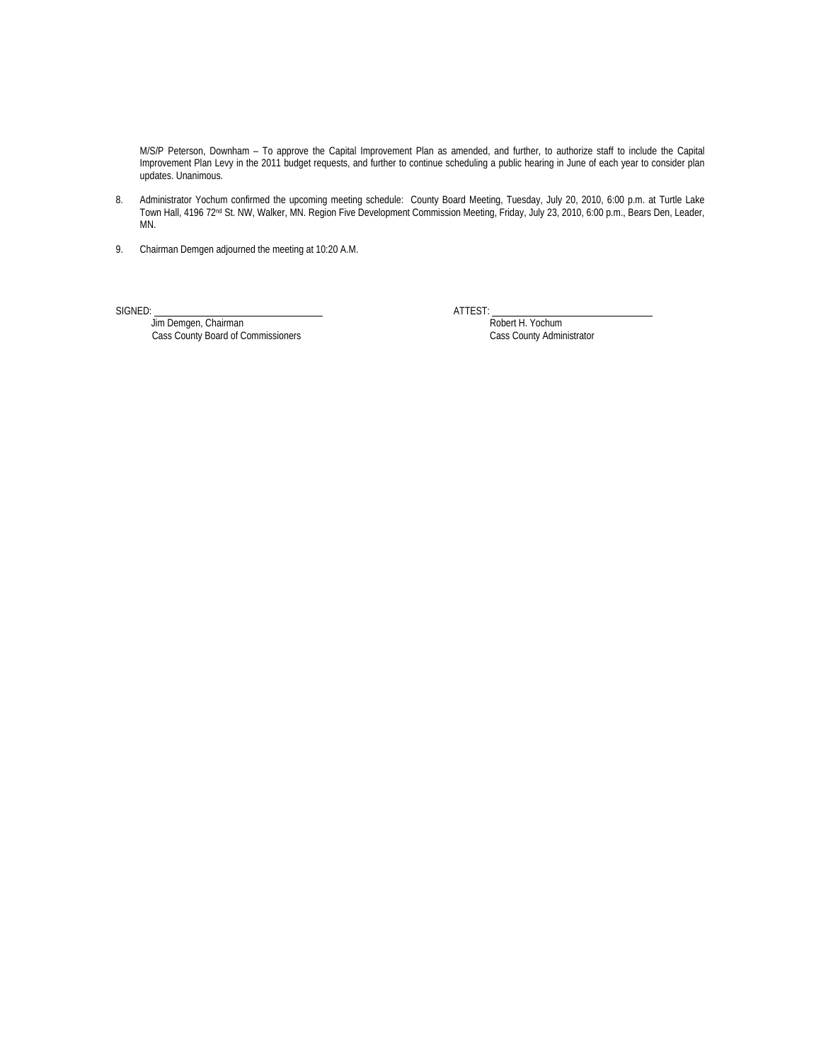M/S/P Peterson, Downham – To approve the Capital Improvement Plan as amended, and further, to authorize staff to include the Capital Improvement Plan Levy in the 2011 budget requests, and further to continue scheduling a public hearing in June of each year to consider plan updates. Unanimous.

8. Administrator Yochum confirmed the upcoming meeting schedule: County Board Meeting, Tuesday, July 20, 2010, 6:00 p.m. at Turtle Lake Town Hall, 4196 72nd St. NW, Walker, MN. Region Five Development Commission Meeting, Friday, July 23, 2010, 6:00 p.m., Bears Den, Leader, MN.

9. Chairman Demgen adjourned the meeting at 10:20 A.M.

SIGNED: ______________________________
Jim Demgen, Chairman
Cass County Board of Commissioners

ATTEST: ______________________________
Robert H. Yochum
Cass County Administrator